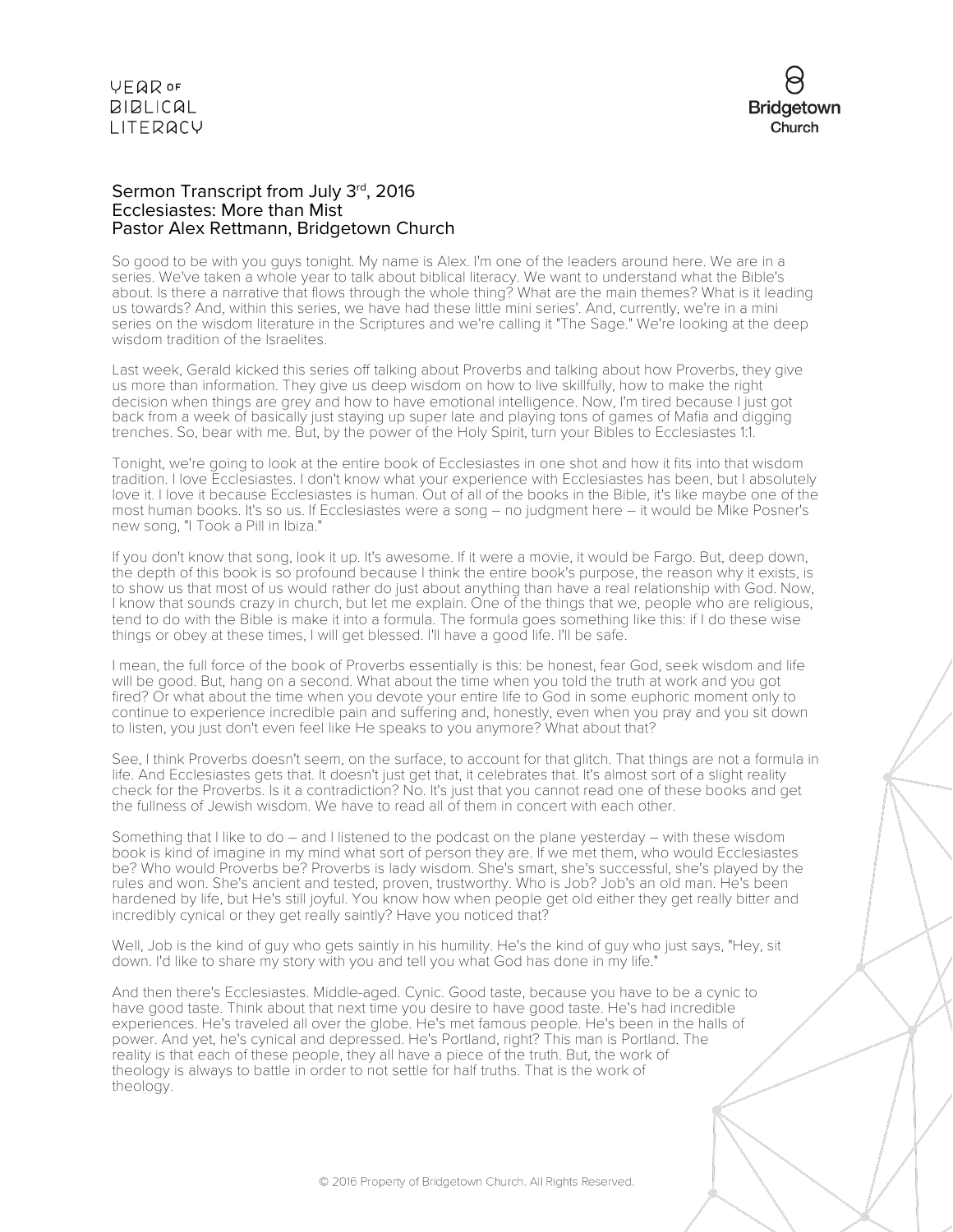# Sermon Transcript from July 3rd, 2016
## Ecclesiastes: More than Mist
### Pastor Alex Rettmann, Bridgetown Church

So good to be with you guys tonight. My name is Alex. I'm one of the leaders around here. We are in a series. We've taken a whole year to talk about biblical literacy. We want to understand what the Bible's about. Is there a narrative that flows through the whole thing? What are the main themes? What is it leading us towards? And, within this series, we have had these little mini series'. And, currently, we're in a mini series on the wisdom literature in the Scriptures and we're calling it "The Sage." We're looking at the deep wisdom tradition of the Israelites.

Last week, Gerald kicked this series off talking about Proverbs and talking about how Proverbs, they give us more than information. They give us deep wisdom on how to live skillfully, how to make the right decision when things are grey and how to have emotional intelligence. Now, I'm tired because I just got back from a week of basically just staying up super late and playing tons of games of Mafia and digging trenches. So, bear with me. But, by the power of the Holy Spirit, turn your Bibles to Ecclesiastes 1:1.

Tonight, we're going to look at the entire book of Ecclesiastes in one shot and how it fits into that wisdom tradition. I love Ecclesiastes. I don't know what your experience with Ecclesiastes has been, but I absolutely love it. I love it because Ecclesiastes is human. Out of all of the books in the Bible, it's like maybe one of the most human books. It's so us. If Ecclesiastes were a song – no judgment here – it would be Mike Posner's new song, "I Took a Pill in Ibiza."

If you don't know that song, look it up. It's awesome. If it were a movie, it would be Fargo. But, deep down, the depth of this book is so profound because I think the entire book's purpose, the reason why it exists, is to show us that most of us would rather do just about anything than have a real relationship with God. Now, I know that sounds crazy in church, but let me explain. One of the things that we, people who are religious, tend to do with the Bible is make it into a formula. The formula goes something like this: if I do these wise things or obey at these times, I will get blessed. I'll have a good life. I'll be safe.

I mean, the full force of the book of Proverbs essentially is this: be honest, fear God, seek wisdom and life will be good. But, hang on a second. What about the time when you told the truth at work and you got fired? Or what about the time when you devote your entire life to God in some euphoric moment only to continue to experience incredible pain and suffering and, honestly, even when you pray and you sit down to listen, you just don't even feel like He speaks to you anymore? What about that?

See, I think Proverbs doesn't seem, on the surface, to account for that glitch. That things are not a formula in life. And Ecclesiastes gets that. It doesn't just get that, it celebrates that. It's almost sort of a slight reality check for the Proverbs. Is it a contradiction? No. It's just that you cannot read one of these books and get the fullness of Jewish wisdom. We have to read all of them in concert with each other.

Something that I like to do – and I listened to the podcast on the plane yesterday – with these wisdom book is kind of imagine in my mind what sort of person they are. If we met them, who would Ecclesiastes be? Who would Proverbs be? Proverbs is lady wisdom. She's smart, she's successful, she's played by the rules and won. She's ancient and tested, proven, trustworthy. Who is Job? Job's an old man. He's been hardened by life, but He's still joyful. You know how when people get old either they get really bitter and incredibly cynical or they get really saintly? Have you noticed that?

Well, Job is the kind of guy who gets saintly in his humility. He's the kind of guy who just says, "Hey, sit down. I'd like to share my story with you and tell you what God has done in my life."

And then there's Ecclesiastes. Middle-aged. Cynic. Good taste, because you have to be a cynic to have good taste. Think about that next time you desire to have good taste. He's had incredible experiences. He's traveled all over the globe. He's met famous people. He's been in the halls of power. And yet, he's cynical and depressed. He's Portland, right? This man is Portland. The reality is that each of these people, they all have a piece of the truth. But, the work of theology is always to battle in order to not settle for half truths. That is the work of theology.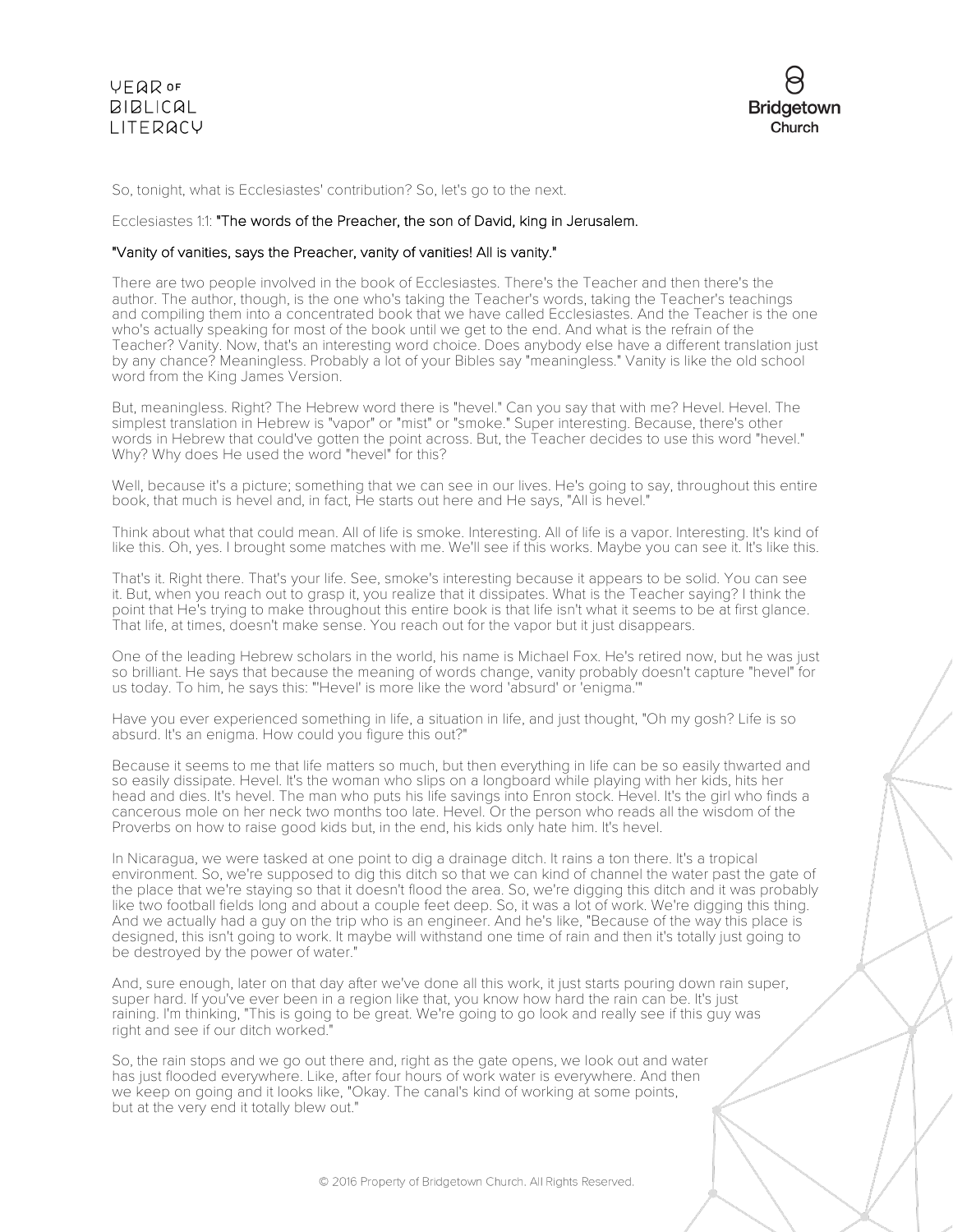So, tonight, what is Ecclesiastes' contribution? So, let's go to the next.

Ecclesiastes 1:1: **"The words of the Preacher, the son of David, king in Jerusalem.**

**"Vanity of vanities, says the Preacher, vanity of vanities! All is vanity."**

There are two people involved in the book of Ecclesiastes. There's the Teacher and then there's the author. The author, though, is the one who's taking the Teacher's words, taking the Teacher's teachings and compiling them into a concentrated book that we have called Ecclesiastes. And the Teacher is the one who's actually speaking for most of the book until we get to the end. And what is the refrain of the Teacher? Vanity. Now, that's an interesting word choice. Does anybody else have a different translation just by any chance? Meaningless. Probably a lot of your Bibles say "meaningless." Vanity is like the old school word from the King James Version.

But, meaningless. Right? The Hebrew word there is "hevel." Can you say that with me? Hevel. Hevel. The simplest translation in Hebrew is "vapor" or "mist" or "smoke." Super interesting. Because, there's other words in Hebrew that could've gotten the point across. But, the Teacher decides to use this word "hevel." Why? Why does He used the word "hevel" for this?

Well, because it's a picture; something that we can see in our lives. He's going to say, throughout this entire book, that much is hevel and, in fact, He starts out here and He says, "All is hevel."

Think about what that could mean. All of life is smoke. Interesting. All of life is a vapor. Interesting. It's kind of like this. Oh, yes. I brought some matches with me. We'll see if this works. Maybe you can see it. It's like this.

That's it. Right there. That's your life. See, smoke's interesting because it appears to be solid. You can see it. But, when you reach out to grasp it, you realize that it dissipates. What is the Teacher saying? I think the point that He's trying to make throughout this entire book is that life isn't what it seems to be at first glance. That life, at times, doesn't make sense. You reach out for the vapor but it just disappears.

One of the leading Hebrew scholars in the world, his name is Michael Fox. He's retired now, but he was just so brilliant. He says that because the meaning of words change, vanity probably doesn't capture "hevel" for us today. To him, he says this: "'Hevel' is more like the word 'absurd' or 'enigma.'"

Have you ever experienced something in life, a situation in life, and just thought, "Oh my gosh? Life is so absurd. It's an enigma. How could you figure this out?"

Because it seems to me that life matters so much, but then everything in life can be so easily thwarted and so easily dissipate. Hevel. It's the woman who slips on a longboard while playing with her kids, hits her head and dies. It's hevel. The man who puts his life savings into Enron stock. Hevel. It's the girl who finds a cancerous mole on her neck two months too late. Hevel. Or the person who reads all the wisdom of the Proverbs on how to raise good kids but, in the end, his kids only hate him. It's hevel.

In Nicaragua, we were tasked at one point to dig a drainage ditch. It rains a ton there. It's a tropical environment. So, we're supposed to dig this ditch so that we can kind of channel the water past the gate of the place that we're staying so that it doesn't flood the area. So, we're digging this ditch and it was probably like two football fields long and about a couple feet deep. So, it was a lot of work. We're digging this thing. And we actually had a guy on the trip who is an engineer. And he's like, "Because of the way this place is designed, this isn't going to work. It maybe will withstand one time of rain and then it's totally just going to be destroyed by the power of water."

And, sure enough, later on that day after we've done all this work, it just starts pouring down rain super, super hard. If you've ever been in a region like that, you know how hard the rain can be. It's just raining. I'm thinking, "This is going to be great. We're going to go look and really see if this guy was right and see if our ditch worked."

So, the rain stops and we go out there and, right as the gate opens, we look out and water has just flooded everywhere. Like, after four hours of work water is everywhere. And then we keep on going and it looks like, "Okay. The canal's kind of working at some points, but at the very end it totally blew out."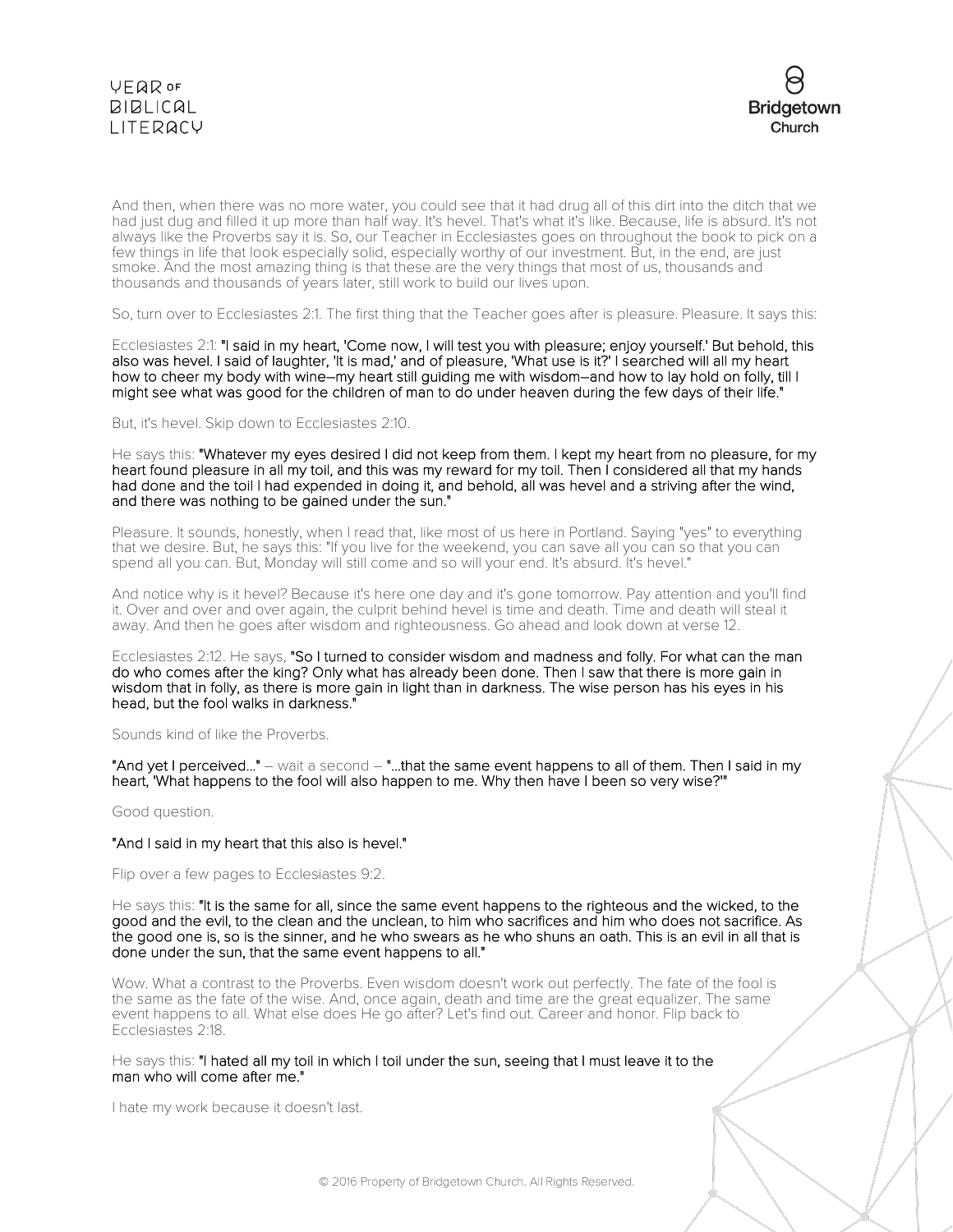And then, when there was no more water, you could see that it had drug all of this dirt into the ditch that we had just dug and filled it up more than half way. It's hevel. That's what it's like. Because, life is absurd. It's not always like the Proverbs say it is. So, our Teacher in Ecclesiastes goes on throughout the book to pick on a few things in life that look especially solid, especially worthy of our investment. But, in the end, are just smoke. And the most amazing thing is that these are the very things that most of us, thousands and thousands and thousands of years later, still work to build our lives upon.

So, turn over to Ecclesiastes 2:1. The first thing that the Teacher goes after is pleasure. Pleasure. It says this:

Ecclesiastes 2:1: **"I said in my heart, 'Come now, I will test you with pleasure; enjoy yourself.' But behold, this also was hevel. I said of laughter, 'It is mad,' and of pleasure, 'What use is it?' I searched will all my heart how to cheer my body with wine—my heart still guiding me with wisdom—and how to lay hold on folly, till I might see what was good for the children of man to do under heaven during the few days of their life."**

But, it's hevel. Skip down to Ecclesiastes 2:10.

He says this: **"Whatever my eyes desired I did not keep from them. I kept my heart from no pleasure, for my heart found pleasure in all my toil, and this was my reward for my toil. Then I considered all that my hands had done and the toil I had expended in doing it, and behold, all was hevel and a striving after the wind, and there was nothing to be gained under the sun."**

Pleasure. It sounds, honestly, when I read that, like most of us here in Portland. Saying "yes" to everything that we desire. But, he says this: "If you live for the weekend, you can save all you can so that you can spend all you can. But, Monday will still come and so will your end. It's absurd. It's hevel."

And notice why is it hevel? Because it's here one day and it's gone tomorrow. Pay attention and you'll find it. Over and over and over again, the culprit behind hevel is time and death. Time and death will steal it away. And then he goes after wisdom and righteousness. Go ahead and look down at verse 12.

Ecclesiastes 2:12. He says, **"So I turned to consider wisdom and madness and folly. For what can the man do who comes after the king? Only what has already been done. Then I saw that there is more gain in wisdom that in folly, as there is more gain in light than in darkness. The wise person has his eyes in his head, but the fool walks in darkness."**

Sounds kind of like the Proverbs.

**"And yet I perceived..."** – wait a second – **"...that the same event happens to all of them. Then I said in my heart, 'What happens to the fool will also happen to me. Why then have I been so very wise?'"**

Good question.

**"And I said in my heart that this also is hevel."**

Flip over a few pages to Ecclesiastes 9:2.

He says this: **"It is the same for all, since the same event happens to the righteous and the wicked, to the good and the evil, to the clean and the unclean, to him who sacrifices and him who does not sacrifice. As the good one is, so is the sinner, and he who swears as he who shuns an oath. This is an evil in all that is done under the sun, that the same event happens to all."**

Wow. What a contrast to the Proverbs. Even wisdom doesn't work out perfectly. The fate of the fool is the same as the fate of the wise. And, once again, death and time are the great equalizer. The same event happens to all. What else does He go after? Let's find out. Career and honor. Flip back to Ecclesiastes 2:18.

He says this: **"I hated all my toil in which I toil under the sun, seeing that I must leave it to the man who will come after me."**

I hate my work because it doesn't last.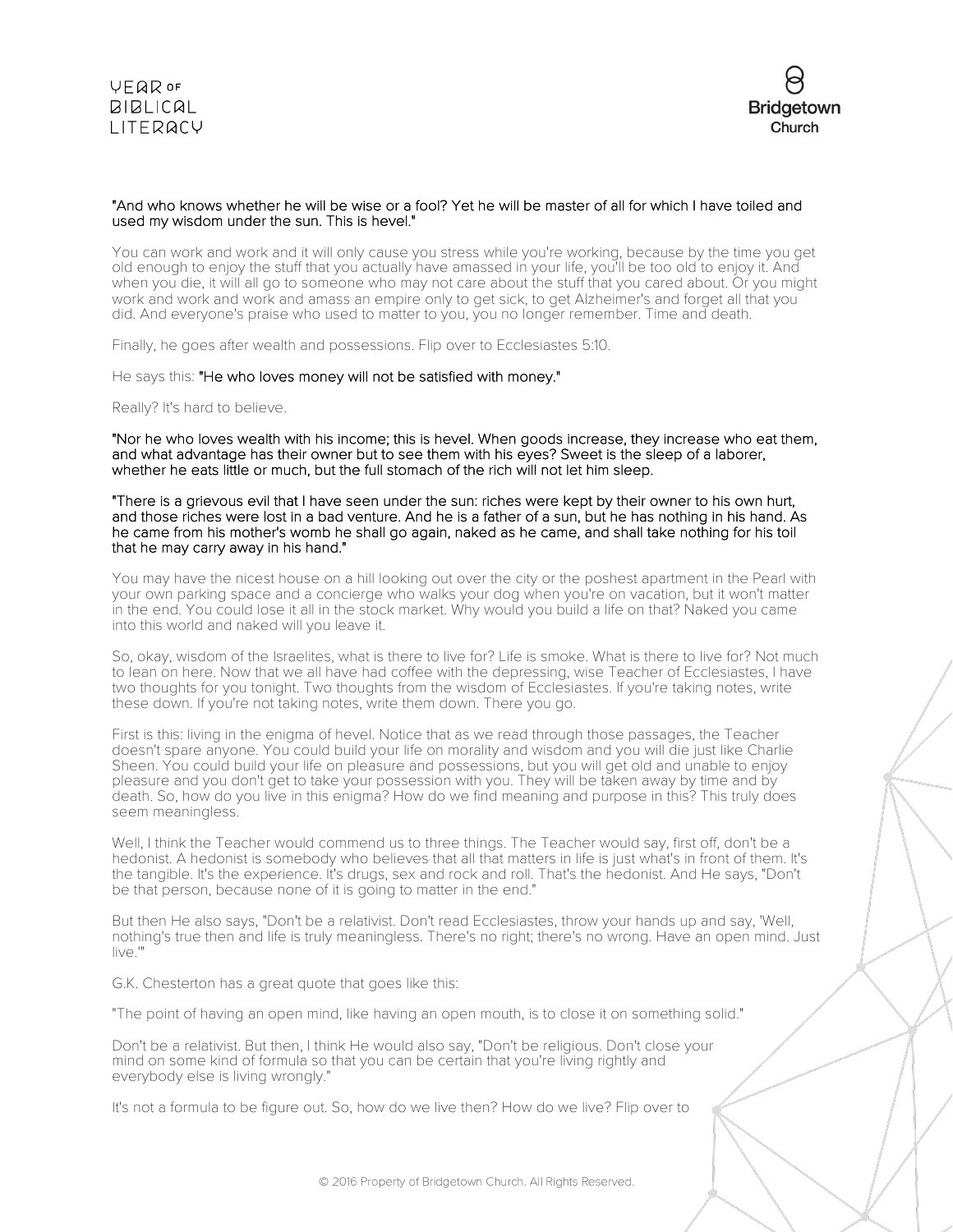**"And who knows whether he will be wise or a fool? Yet he will be master of all for which I have toiled and used my wisdom under the sun. This is hevel."**

You can work and work and it will only cause you stress while you're working, because by the time you get old enough to enjoy the stuff that you actually have amassed in your life, you'll be too old to enjoy it. And when you die, it will all go to someone who may not care about the stuff that you cared about. Or you might work and work and work and amass an empire only to get sick, to get Alzheimer's and forget all that you did. And everyone's praise who used to matter to you, you no longer remember. Time and death.

Finally, he goes after wealth and possessions. Flip over to Ecclesiastes 5:10.

He says this: **"He who loves money will not be satisfied with money."**

Really? It's hard to believe.

**"Nor he who loves wealth with his income; this is hevel. When goods increase, they increase who eat them, and what advantage has their owner but to see them with his eyes? Sweet is the sleep of a laborer, whether he eats little or much, but the full stomach of the rich will not let him sleep.**

**"There is a grievous evil that I have seen under the sun: riches were kept by their owner to his own hurt, and those riches were lost in a bad venture. And he is a father of a sun, but he has nothing in his hand. As he came from his mother's womb he shall go again, naked as he came, and shall take nothing for his toil that he may carry away in his hand."**

You may have the nicest house on a hill looking out over the city or the poshest apartment in the Pearl with your own parking space and a concierge who walks your dog when you're on vacation, but it won't matter in the end. You could lose it all in the stock market. Why would you build a life on that? Naked you came into this world and naked will you leave it.

So, okay, wisdom of the Israelites, what is there to live for? Life is smoke. What is there to live for? Not much to lean on here. Now that we all have had coffee with the depressing, wise Teacher of Ecclesiastes, I have two thoughts for you tonight. Two thoughts from the wisdom of Ecclesiastes. If you're taking notes, write these down. If you're not taking notes, write them down. There you go.

First is this: living in the enigma of hevel. Notice that as we read through those passages, the Teacher doesn't spare anyone. You could build your life on morality and wisdom and you will die just like Charlie Sheen. You could build your life on pleasure and possessions, but you will get old and unable to enjoy pleasure and you don't get to take your possession with you. They will be taken away by time and by death. So, how do you live in this enigma? How do we find meaning and purpose in this? This truly does seem meaningless.

Well, I think the Teacher would commend us to three things. The Teacher would say, first off, don't be a hedonist. A hedonist is somebody who believes that all that matters in life is just what's in front of them. It's the tangible. It's the experience. It's drugs, sex and rock and roll. That's the hedonist. And He says, "Don't be that person, because none of it is going to matter in the end."

But then He also says, "Don't be a relativist. Don't read Ecclesiastes, throw your hands up and say, 'Well, nothing's true then and life is truly meaningless. There's no right; there's no wrong. Have an open mind. Just live.'"

G.K. Chesterton has a great quote that goes like this:

"The point of having an open mind, like having an open mouth, is to close it on something solid."

Don't be a relativist. But then, I think He would also say, "Don't be religious. Don't close your mind on some kind of formula so that you can be certain that you're living rightly and everybody else is living wrongly."

It's not a formula to be figure out. So, how do we live then? How do we live? Flip over to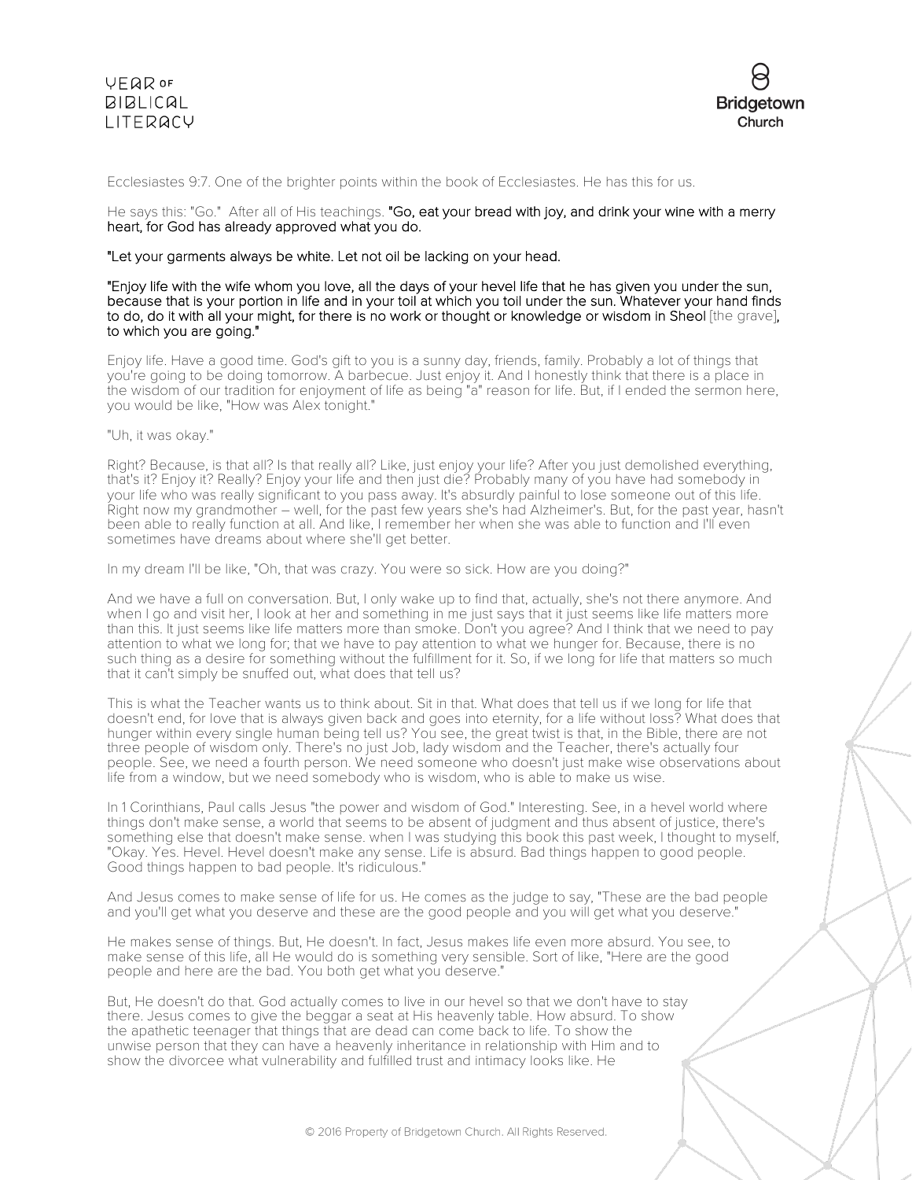Ecclesiastes 9:7. One of the brighter points within the book of Ecclesiastes. He has this for us.

He says this: "Go." After all of His teachings. **"Go, eat your bread with joy, and drink your wine with a merry heart, for God has already approved what you do.**

**"Let your garments always be white. Let not oil be lacking on your head.**

**"Enjoy life with the wife whom you love, all the days of your hevel life that he has given you under the sun, because that is your portion in life and in your toil at which you toil under the sun. Whatever your hand finds to do, do it with all your might, for there is no work or thought or knowledge or wisdom in Sheol** [the grave]**, to which you are going."**

Enjoy life. Have a good time. God's gift to you is a sunny day, friends, family. Probably a lot of things that you're going to be doing tomorrow. A barbecue. Just enjoy it. And I honestly think that there is a place in the wisdom of our tradition for enjoyment of life as being "a" reason for life. But, if I ended the sermon here, you would be like, "How was Alex tonight."

"Uh, it was okay."

Right? Because, is that all? Is that really all? Like, just enjoy your life? After you just demolished everything, that's it? Enjoy it? Really? Enjoy your life and then just die? Probably many of you have had somebody in your life who was really significant to you pass away. It's absurdly painful to lose someone out of this life. Right now my grandmother – well, for the past few years she's had Alzheimer's. But, for the past year, hasn't been able to really function at all. And like, I remember her when she was able to function and I'll even sometimes have dreams about where she'll get better.

In my dream I'll be like, "Oh, that was crazy. You were so sick. How are you doing?"

And we have a full on conversation. But, I only wake up to find that, actually, she's not there anymore. And when I go and visit her, I look at her and something in me just says that it just seems like life matters more than this. It just seems like life matters more than smoke. Don't you agree? And I think that we need to pay attention to what we long for; that we have to pay attention to what we hunger for. Because, there is no such thing as a desire for something without the fulfillment for it. So, if we long for life that matters so much that it can't simply be snuffed out, what does that tell us?

This is what the Teacher wants us to think about. Sit in that. What does that tell us if we long for life that doesn't end, for love that is always given back and goes into eternity, for a life without loss? What does that hunger within every single human being tell us? You see, the great twist is that, in the Bible, there are not three people of wisdom only. There's no just Job, lady wisdom and the Teacher, there's actually four people. See, we need a fourth person. We need someone who doesn't just make wise observations about life from a window, but we need somebody who is wisdom, who is able to make us wise.

In 1 Corinthians, Paul calls Jesus "the power and wisdom of God." Interesting. See, in a hevel world where things don't make sense, a world that seems to be absent of judgment and thus absent of justice, there's something else that doesn't make sense. when I was studying this book this past week, I thought to myself, "Okay. Yes. Hevel. Hevel doesn't make any sense. Life is absurd. Bad things happen to good people. Good things happen to bad people. It's ridiculous."

And Jesus comes to make sense of life for us. He comes as the judge to say, "These are the bad people and you'll get what you deserve and these are the good people and you will get what you deserve."

He makes sense of things. But, He doesn't. In fact, Jesus makes life even more absurd. You see, to make sense of this life, all He would do is something very sensible. Sort of like, "Here are the good people and here are the bad. You both get what you deserve."

But, He doesn't do that. God actually comes to live in our hevel so that we don't have to stay there. Jesus comes to give the beggar a seat at His heavenly table. How absurd. To show the apathetic teenager that things that are dead can come back to life. To show the unwise person that they can have a heavenly inheritance in relationship with Him and to show the divorcee what vulnerability and fulfilled trust and intimacy looks like. He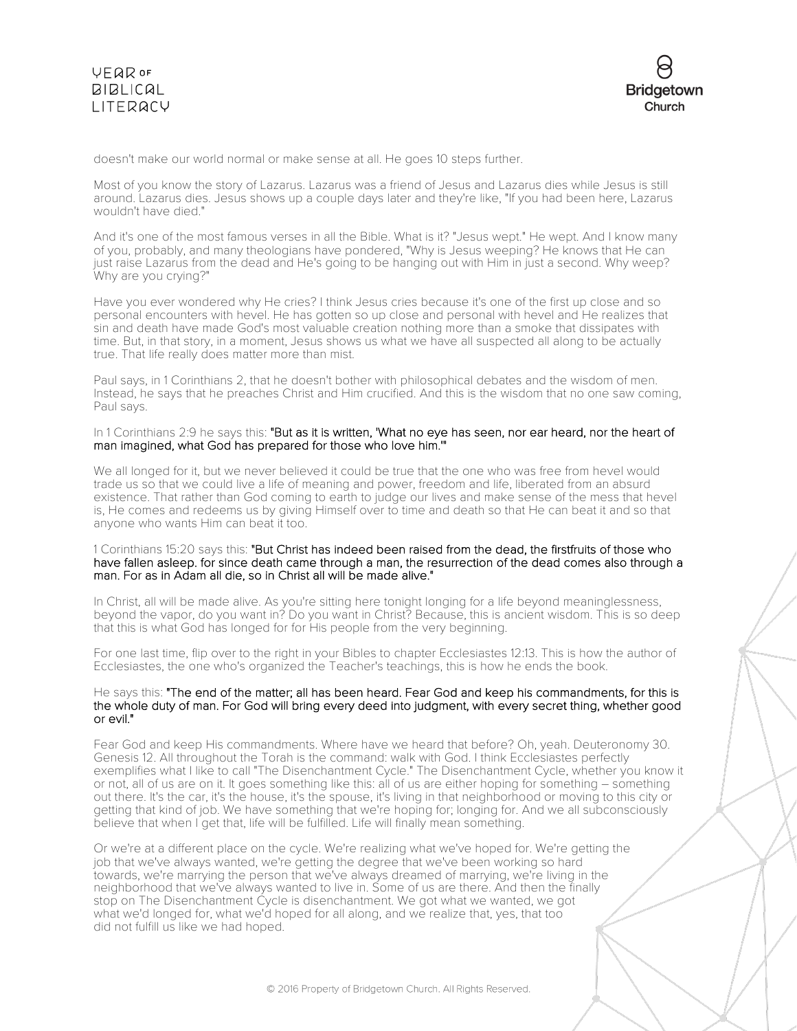doesn't make our world normal or make sense at all. He goes 10 steps further.

Most of you know the story of Lazarus. Lazarus was a friend of Jesus and Lazarus dies while Jesus is still around. Lazarus dies. Jesus shows up a couple days later and they're like, "If you had been here, Lazarus wouldn't have died."

And it's one of the most famous verses in all the Bible. What is it? "Jesus wept." He wept. And I know many of you, probably, and many theologians have pondered, "Why is Jesus weeping? He knows that He can just raise Lazarus from the dead and He's going to be hanging out with Him in just a second. Why weep? Why are you crying?"

Have you ever wondered why He cries? I think Jesus cries because it's one of the first up close and so personal encounters with hevel. He has gotten so up close and personal with hevel and He realizes that sin and death have made God's most valuable creation nothing more than a smoke that dissipates with time. But, in that story, in a moment, Jesus shows us what we have all suspected all along to be actually true. That life really does matter more than mist.

Paul says, in 1 Corinthians 2, that he doesn't bother with philosophical debates and the wisdom of men. Instead, he says that he preaches Christ and Him crucified. And this is the wisdom that no one saw coming, Paul says.

In 1 Corinthians 2:9 he says this: **"But as it is written, 'What no eye has seen, nor ear heard, nor the heart of man imagined, what God has prepared for those who love him.'"**

We all longed for it, but we never believed it could be true that the one who was free from hevel would trade us so that we could live a life of meaning and power, freedom and life, liberated from an absurd existence. That rather than God coming to earth to judge our lives and make sense of the mess that hevel is, He comes and redeems us by giving Himself over to time and death so that He can beat it and so that anyone who wants Him can beat it too.

1 Corinthians 15:20 says this: **"But Christ has indeed been raised from the dead, the firstfruits of those who have fallen asleep. for since death came through a man, the resurrection of the dead comes also through a man. For as in Adam all die, so in Christ all will be made alive."**

In Christ, all will be made alive. As you're sitting here tonight longing for a life beyond meaninglessness, beyond the vapor, do you want in? Do you want in Christ? Because, this is ancient wisdom. This is so deep that this is what God has longed for for His people from the very beginning.

For one last time, flip over to the right in your Bibles to chapter Ecclesiastes 12:13. This is how the author of Ecclesiastes, the one who's organized the Teacher's teachings, this is how he ends the book.

He says this: **"The end of the matter; all has been heard. Fear God and keep his commandments, for this is the whole duty of man. For God will bring every deed into judgment, with every secret thing, whether good or evil."**

Fear God and keep His commandments. Where have we heard that before? Oh, yeah. Deuteronomy 30. Genesis 12. All throughout the Torah is the command: walk with God. I think Ecclesiastes perfectly exemplifies what I like to call "The Disenchantment Cycle." The Disenchantment Cycle, whether you know it or not, all of us are on it. It goes something like this: all of us are either hoping for something – something out there. It's the car, it's the house, it's the spouse, it's living in that neighborhood or moving to this city or getting that kind of job. We have something that we're hoping for; longing for. And we all subconsciously believe that when I get that, life will be fulfilled. Life will finally mean something.

Or we're at a different place on the cycle. We're realizing what we've hoped for. We're getting the job that we've always wanted, we're getting the degree that we've been working so hard towards, we're marrying the person that we've always dreamed of marrying, we're living in the neighborhood that we've always wanted to live in. Some of us are there. And then the finally stop on The Disenchantment Cycle is disenchantment. We got what we wanted, we got what we'd longed for, what we'd hoped for all along, and we realize that, yes, that too did not fulfill us like we had hoped.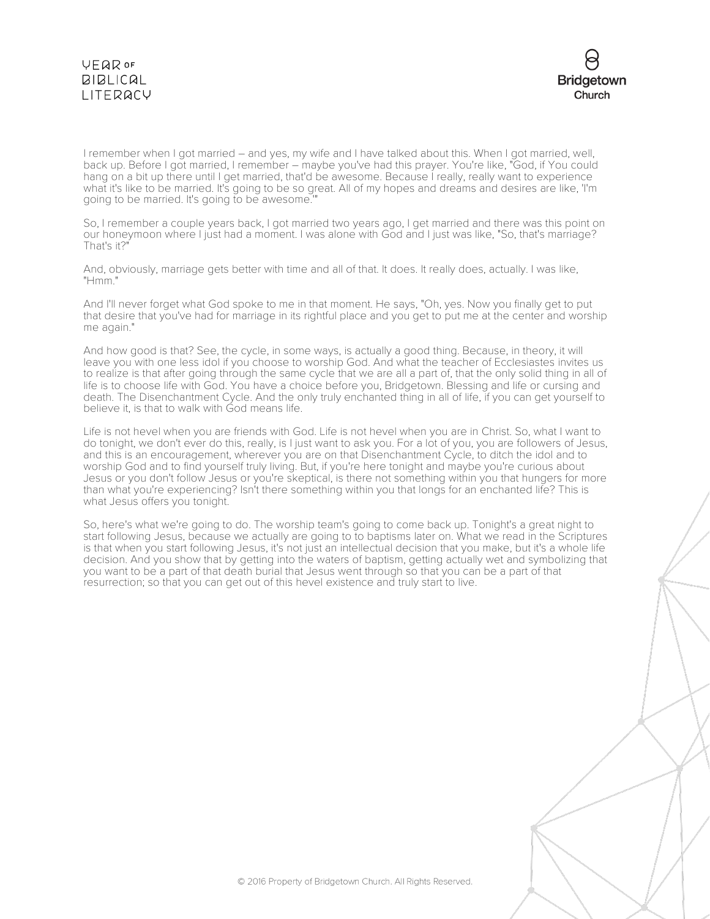I remember when I got married – and yes, my wife and I have talked about this. When I got married, well, back up. Before I got married, I remember – maybe you've had this prayer. You're like, "God, if You could hang on a bit up there until I get married, that'd be awesome. Because I really, really want to experience what it's like to be married. It's going to be so great. All of my hopes and dreams and desires are like, 'I'm going to be married. It's going to be awesome.'"

So, I remember a couple years back, I got married two years ago, I get married and there was this point on our honeymoon where I just had a moment. I was alone with God and I just was like, "So, that's marriage? That's it?"

And, obviously, marriage gets better with time and all of that. It does. It really does, actually. I was like, "Hmm."

And I'll never forget what God spoke to me in that moment. He says, "Oh, yes. Now you finally get to put that desire that you've had for marriage in its rightful place and you get to put me at the center and worship me again."

And how good is that? See, the cycle, in some ways, is actually a good thing. Because, in theory, it will leave you with one less idol if you choose to worship God. And what the teacher of Ecclesiastes invites us to realize is that after going through the same cycle that we are all a part of, that the only solid thing in all of life is to choose life with God. You have a choice before you, Bridgetown. Blessing and life or cursing and death. The Disenchantment Cycle. And the only truly enchanted thing in all of life, if you can get yourself to believe it, is that to walk with God means life.

Life is not hevel when you are friends with God. Life is not hevel when you are in Christ. So, what I want to do tonight, we don't ever do this, really, is I just want to ask you. For a lot of you, you are followers of Jesus, and this is an encouragement, wherever you are on that Disenchantment Cycle, to ditch the idol and to worship God and to find yourself truly living. But, if you're here tonight and maybe you're curious about Jesus or you don't follow Jesus or you're skeptical, is there not something within you that hungers for more than what you're experiencing? Isn't there something within you that longs for an enchanted life? This is what Jesus offers you tonight.

So, here's what we're going to do. The worship team's going to come back up. Tonight's a great night to start following Jesus, because we actually are going to to baptisms later on. What we read in the Scriptures is that when you start following Jesus, it's not just an intellectual decision that you make, but it's a whole life decision. And you show that by getting into the waters of baptism, getting actually wet and symbolizing that you want to be a part of that death burial that Jesus went through so that you can be a part of that resurrection; so that you can get out of this hevel existence and truly start to live.